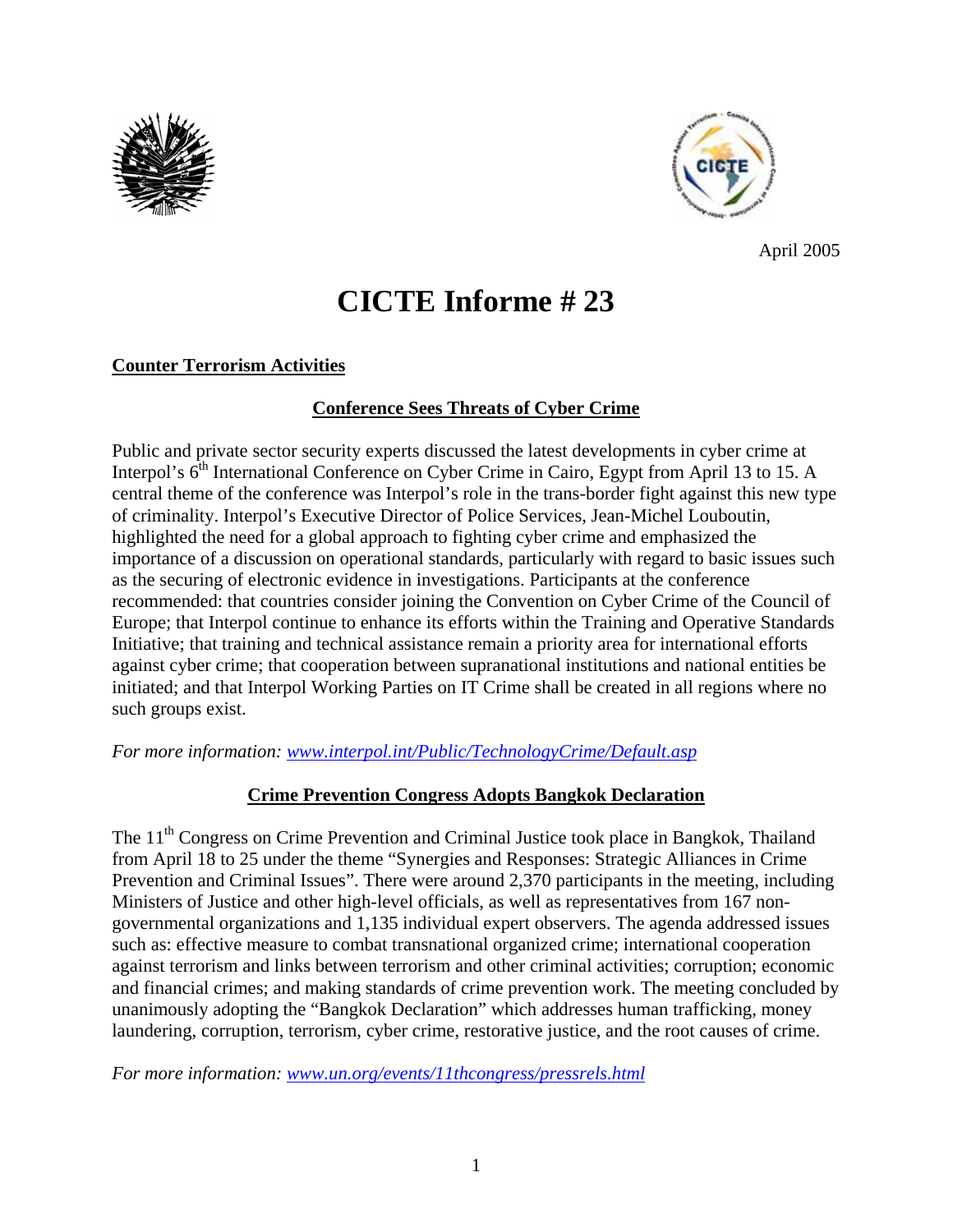April 2005

# CICTE Informe # 23

## Counter Terrorism Activities

### Conference Sees Threats of Cyber Crime

Public and private sector security experts discussed the latest developments in cyber crime at Interpol's 6th International Conference on Cyber Crime in Cairo, Egypt from April 13 to 15. A central theme of the conference was Interpol's role in the trans-border fight against this new type of criminality. Interpol's Executive Director of Police Services, Jean-Michel Louboutin, highlighted the need for a global approach to fighting cyber crime and emphasized the importance of a discussion on operational standards, particularly with regard to basic issues such as the securing of electronic evidence in investigations. Participants at the conference recommended: that countries consider joining the Convention on Cyber Crime of the Council of Europe; that Interpol continue to enhance its efforts within the Training and Operative Standards Initiative; that training and technical assistance remain a priority area for international efforts against cyber crime; that cooperation between supranational institutions and national entities be initiated; and that Interpol Working Parties on IT Crime shall be created in all regions where no such groups exist.

*For more information: [www.interpol.int/Public/TechnologyCrime/Default.asp](http://www.interpol.int/Public/TechnologyCrime/Default.asp)*

### Crime Prevention Congress Adopts Bangkok Declaration

The 11th Congress on Crime Prevention and Criminal Justice took place in Bangkok, Thailand from April 18 to 25 under the theme "Synergies and Responses: Strategic Alliances in Crime Prevention and Criminal Issues". There were around 2,370 participants in the meeting, including Ministers of Justice and other high-level officials, as well as representatives from 167 non-governmental organizations and 1,135 individual expert observers. The agenda addressed issues such as: effective measure to combat transnational organized crime; international cooperation against terrorism and links between terrorism and other criminal activities; corruption; economic and financial crimes; and making standards of crime prevention work. The meeting concluded by unanimously adopting the "Bangkok Declaration" which addresses human trafficking, money laundering, corruption, terrorism, cyber crime, restorative justice, and the root causes of crime.

*For more information: [www.un.org/events/11thcongress/pressrels.html](http://www.un.org/events/11thcongress/pressrels.html)*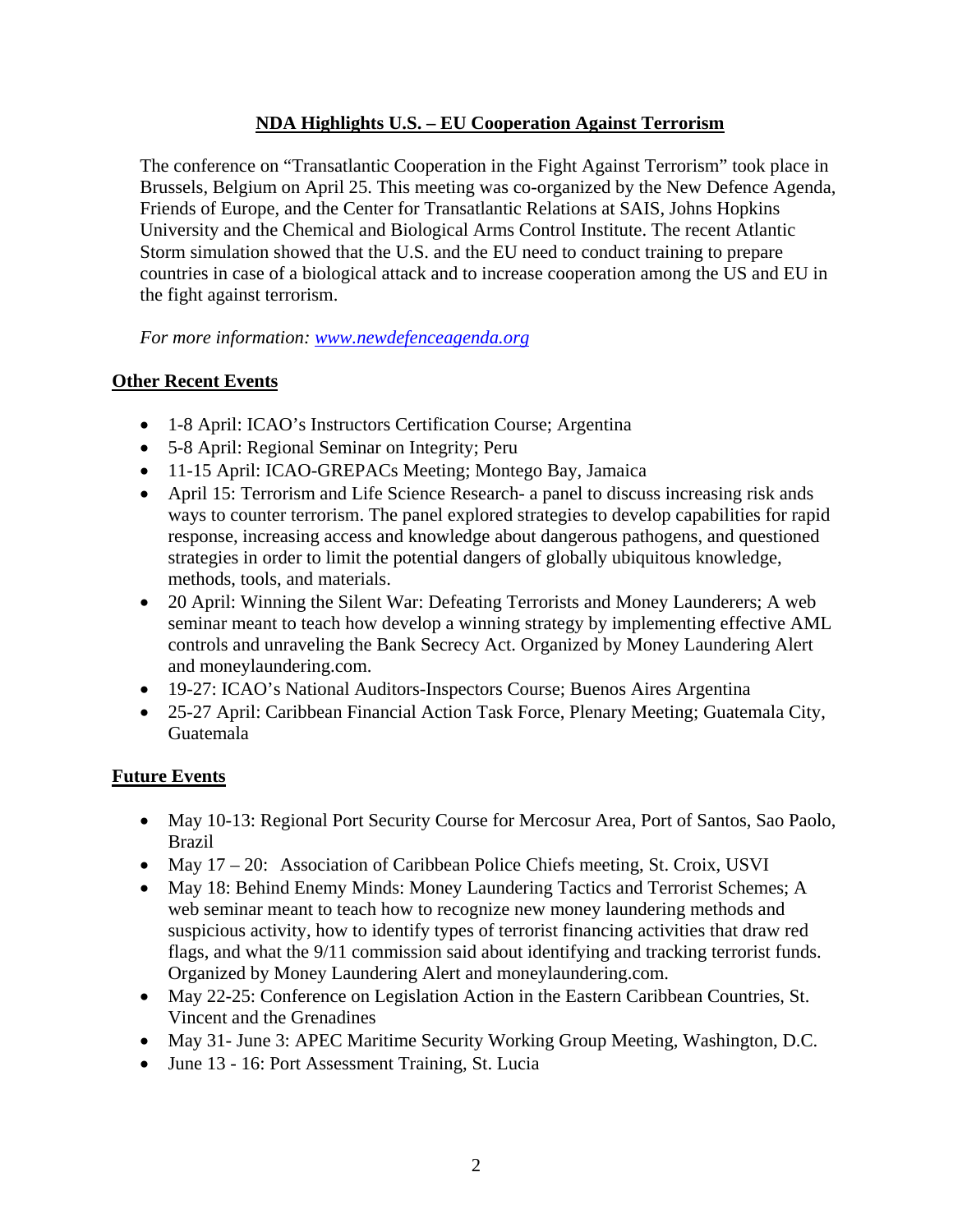## NDA Highlights U.S. – EU Cooperation Against Terrorism

The conference on "Transatlantic Cooperation in the Fight Against Terrorism" took place in Brussels, Belgium on April 25. This meeting was co-organized by the New Defence Agenda, Friends of Europe, and the Center for Transatlantic Relations at SAIS, Johns Hopkins University and the Chemical and Biological Arms Control Institute. The recent Atlantic Storm simulation showed that the U.S. and the EU need to conduct training to prepare countries in case of a biological attack and to increase cooperation among the US and EU in the fight against terrorism.

*For more information: [www.newdefenceagenda.org](http://www.newdefenceagenda.org)*

### Other Recent Events

- 1-8 April: ICAO's Instructors Certification Course; Argentina
- 5-8 April: Regional Seminar on Integrity; Peru
- 11-15 April: ICAO-GREPACs Meeting; Montego Bay, Jamaica
- April 15: Terrorism and Life Science Research- a panel to discuss increasing risk ands ways to counter terrorism. The panel explored strategies to develop capabilities for rapid response, increasing access and knowledge about dangerous pathogens, and questioned strategies in order to limit the potential dangers of globally ubiquitous knowledge, methods, tools, and materials.
- 20 April: Winning the Silent War: Defeating Terrorists and Money Launderers; A web seminar meant to teach how develop a winning strategy by implementing effective AML controls and unraveling the Bank Secrecy Act. Organized by Money Laundering Alert and moneylaundering.com.
- 19-27: ICAO's National Auditors-Inspectors Course; Buenos Aires Argentina
- 25-27 April: Caribbean Financial Action Task Force, Plenary Meeting; Guatemala City, Guatemala

### Future Events

- May 10-13: Regional Port Security Course for Mercosur Area, Port of Santos, Sao Paolo, Brazil
- May 17 – 20: Association of Caribbean Police Chiefs meeting, St. Croix, USVI
- May 18: Behind Enemy Minds: Money Laundering Tactics and Terrorist Schemes; A web seminar meant to teach how to recognize new money laundering methods and suspicious activity, how to identify types of terrorist financing activities that draw red flags, and what the 9/11 commission said about identifying and tracking terrorist funds. Organized by Money Laundering Alert and moneylaundering.com.
- May 22-25: Conference on Legislation Action in the Eastern Caribbean Countries, St. Vincent and the Grenadines
- May 31- June 3: APEC Maritime Security Working Group Meeting, Washington, D.C.
- June 13 - 16: Port Assessment Training, St. Lucia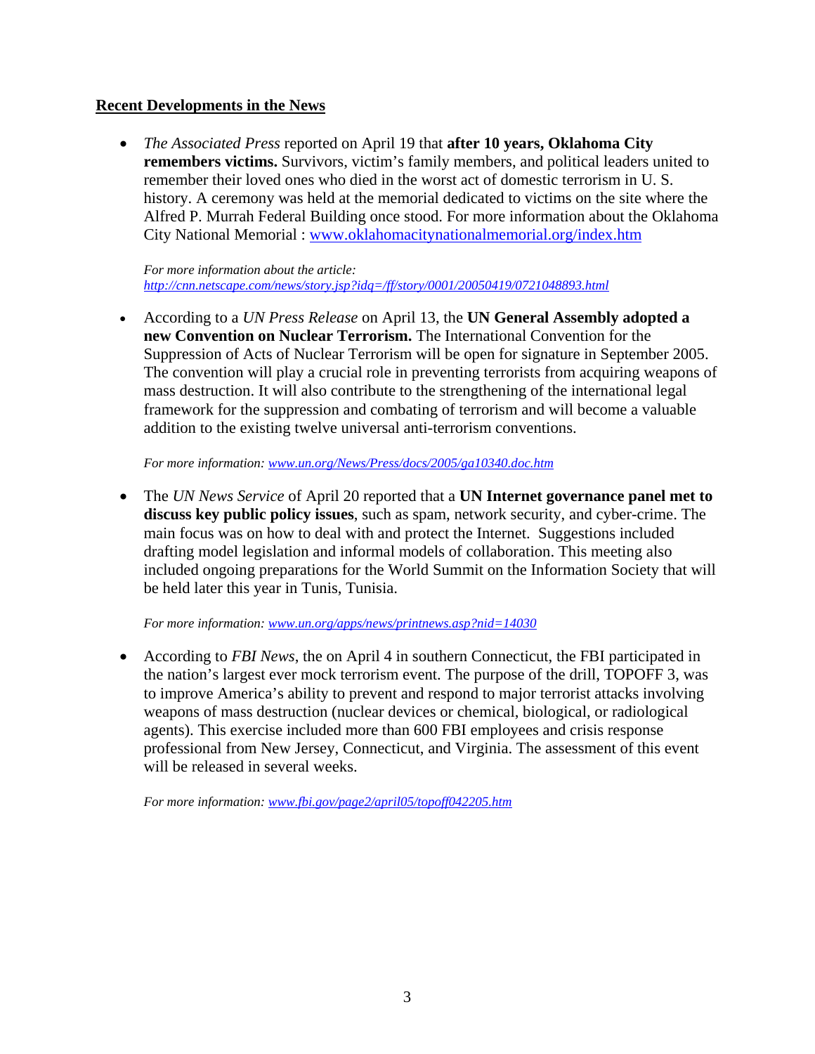**<u>Recent Developments in the News</u>**

- *The Associated Press* reported on April 19 that **after 10 years, Oklahoma City remembers victims.** Survivors, victim's family members, and political leaders united to remember their loved ones who died in the worst act of domestic terrorism in U. S. history. A ceremony was held at the memorial dedicated to victims on the site where the Alfred P. Murrah Federal Building once stood. For more information about the Oklahoma City National Memorial : [www.oklahomacitynationalmemorial.org/index.htm](www.oklahomacitynationalmemorial.org/index.htm)

  *For more information about the article:*
  *[http://cnn.netscape.com/news/story.jsp?idq=/ff/story/0001/20050419/0721048893.html](http://cnn.netscape.com/news/story.jsp?idq=/ff/story/0001/20050419/0721048893.html)*

- According to a *UN Press Release* on April 13, the **UN General Assembly adopted a new Convention on Nuclear Terrorism.** The International Convention for the Suppression of Acts of Nuclear Terrorism will be open for signature in September 2005. The convention will play a crucial role in preventing terrorists from acquiring weapons of mass destruction. It will also contribute to the strengthening of the international legal framework for the suppression and combating of terrorism and will become a valuable addition to the existing twelve universal anti-terrorism conventions.

  *For more information: [www.un.org/News/Press/docs/2005/ga10340.doc.htm](www.un.org/News/Press/docs/2005/ga10340.doc.htm)*

- The *UN News Service* of April 20 reported that a **UN Internet governance panel met to discuss key public policy issues**, such as spam, network security, and cyber-crime. The main focus was on how to deal with and protect the Internet. Suggestions included drafting model legislation and informal models of collaboration. This meeting also included ongoing preparations for the World Summit on the Information Society that will be held later this year in Tunis, Tunisia.

  *For more information: [www.un.org/apps/news/printnews.asp?nid=14030](www.un.org/apps/news/printnews.asp?nid=14030)*

- According to *FBI News*, the on April 4 in southern Connecticut, the FBI participated in the nation's largest ever mock terrorism event. The purpose of the drill, TOPOFF 3, was to improve America's ability to prevent and respond to major terrorist attacks involving weapons of mass destruction (nuclear devices or chemical, biological, or radiological agents). This exercise included more than 600 FBI employees and crisis response professional from New Jersey, Connecticut, and Virginia. The assessment of this event will be released in several weeks.

  *For more information: [www.fbi.gov/page2/april05/topoff042205.htm](www.fbi.gov/page2/april05/topoff042205.htm)*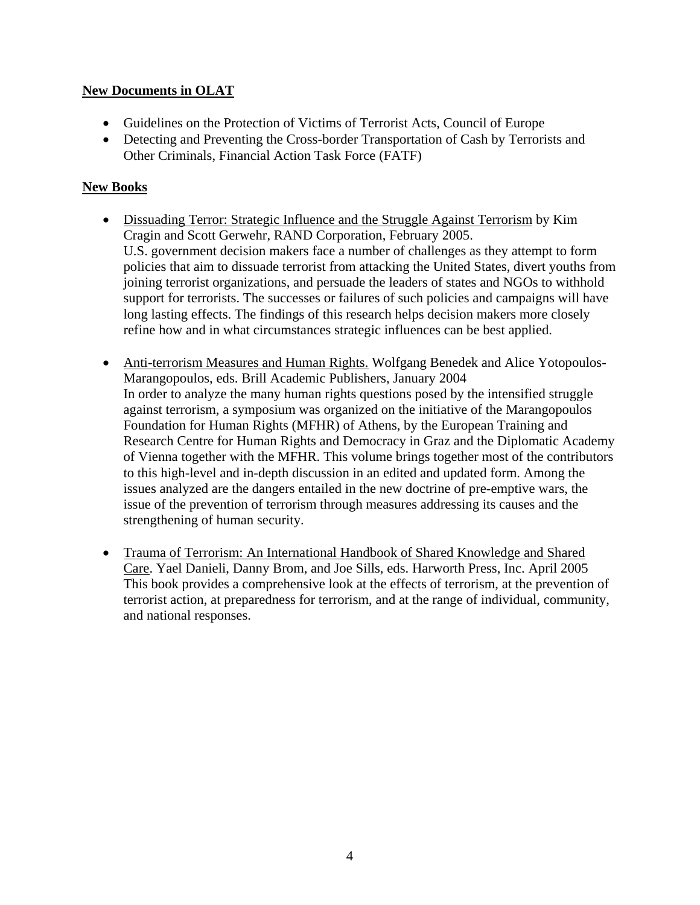**New Documents in OLAT**

- Guidelines on the Protection of Victims of Terrorist Acts, Council of Europe
- Detecting and Preventing the Cross-border Transportation of Cash by Terrorists and Other Criminals, Financial Action Task Force (FATF)

**New Books**

- Dissuading Terror: Strategic Influence and the Struggle Against Terrorism by Kim Cragin and Scott Gerwehr, RAND Corporation, February 2005.
  U.S. government decision makers face a number of challenges as they attempt to form policies that aim to dissuade terrorist from attacking the United States, divert youths from joining terrorist organizations, and persuade the leaders of states and NGOs to withhold support for terrorists. The successes or failures of such policies and campaigns will have long lasting effects. The findings of this research helps decision makers more closely refine how and in what circumstances strategic influences can be best applied.

- Anti-terrorism Measures and Human Rights. Wolfgang Benedek and Alice Yotopoulos-Marangopoulos, eds. Brill Academic Publishers, January 2004
  In order to analyze the many human rights questions posed by the intensified struggle against terrorism, a symposium was organized on the initiative of the Marangopoulos Foundation for Human Rights (MFHR) of Athens, by the European Training and Research Centre for Human Rights and Democracy in Graz and the Diplomatic Academy of Vienna together with the MFHR. This volume brings together most of the contributors to this high-level and in-depth discussion in an edited and updated form. Among the issues analyzed are the dangers entailed in the new doctrine of pre-emptive wars, the issue of the prevention of terrorism through measures addressing its causes and the strengthening of human security.

- Trauma of Terrorism: An International Handbook of Shared Knowledge and Shared Care. Yael Danieli, Danny Brom, and Joe Sills, eds. Harworth Press, Inc. April 2005
  This book provides a comprehensive look at the effects of terrorism, at the prevention of terrorist action, at preparedness for terrorism, and at the range of individual, community, and national responses.